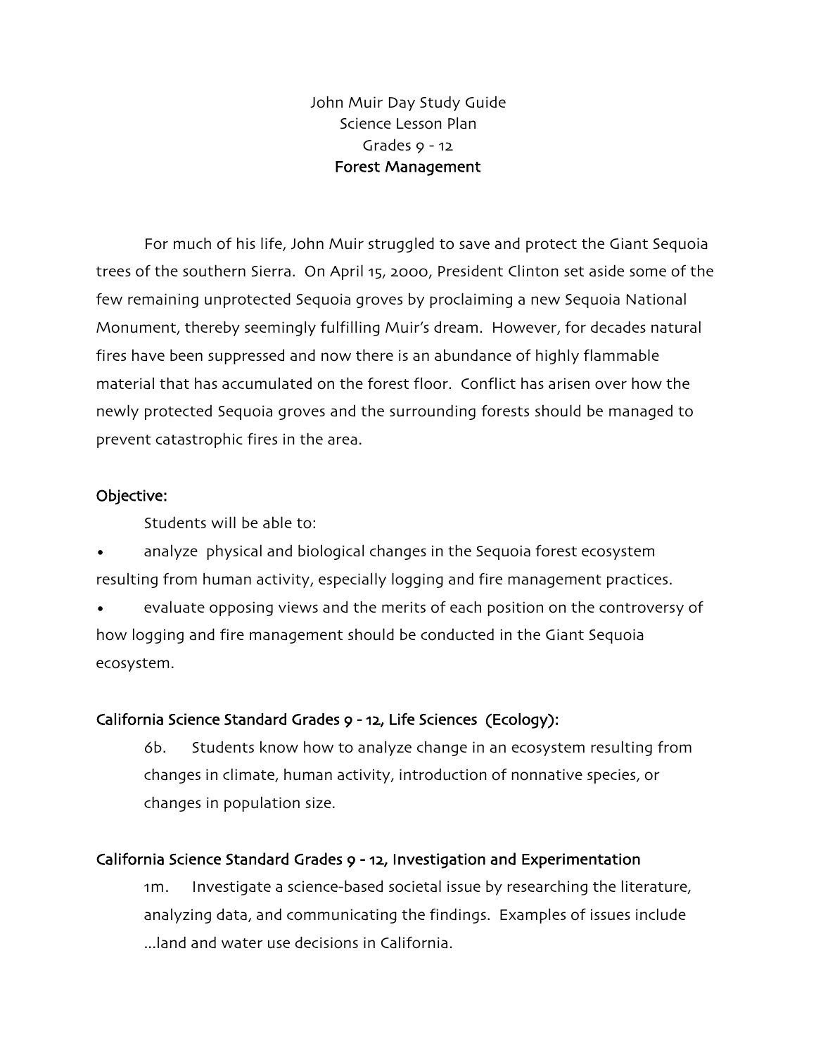John Muir Day Study Guide
Science Lesson Plan
Grades 9 - 12
**Forest Management**

For much of his life, John Muir struggled to save and protect the Giant Sequoia trees of the southern Sierra. On April 15, 2000, President Clinton set aside some of the few remaining unprotected Sequoia groves by proclaiming a new Sequoia National Monument, thereby seemingly fulfilling Muir's dream. However, for decades natural fires have been suppressed and now there is an abundance of highly flammable material that has accumulated on the forest floor. Conflict has arisen over how the newly protected Sequoia groves and the surrounding forests should be managed to prevent catastrophic fires in the area.

## Objective:

Students will be able to:

- analyze physical and biological changes in the Sequoia forest ecosystem resulting from human activity, especially logging and fire management practices.
- evaluate opposing views and the merits of each position on the controversy of how logging and fire management should be conducted in the Giant Sequoia ecosystem.

## California Science Standard Grades 9 - 12, Life Sciences (Ecology):

6b. Students know how to analyze change in an ecosystem resulting from changes in climate, human activity, introduction of nonnative species, or changes in population size.

## California Science Standard Grades 9 - 12, Investigation and Experimentation

1m. Investigate a science-based societal issue by researching the literature, analyzing data, and communicating the findings. Examples of issues include ...land and water use decisions in California.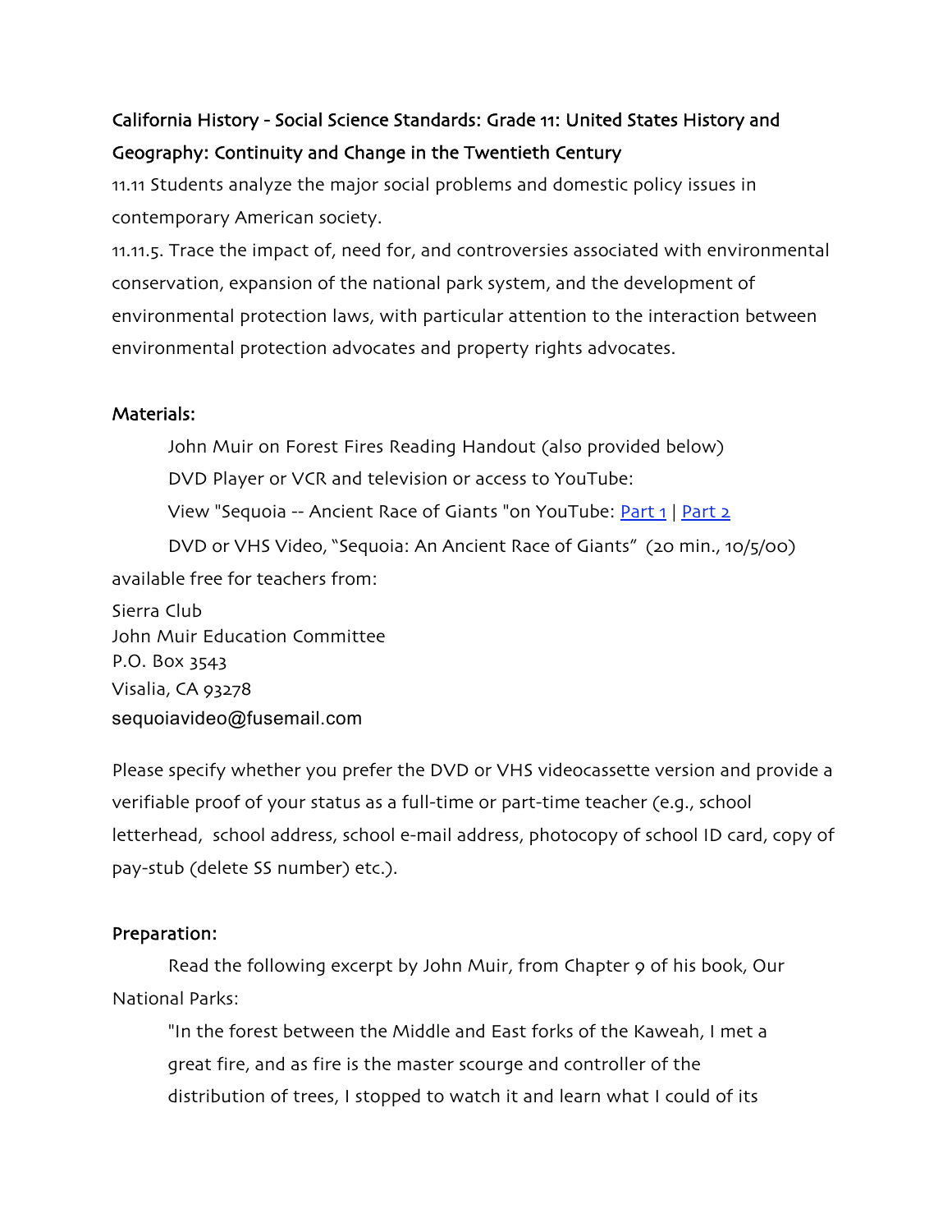### California History - Social Science Standards: Grade 11: United States History and Geography: Continuity and Change in the Twentieth Century

11.11 Students analyze the major social problems and domestic policy issues in contemporary American society.

11.11.5. Trace the impact of, need for, and controversies associated with environmental conservation, expansion of the national park system, and the development of environmental protection laws, with particular attention to the interaction between environmental protection advocates and property rights advocates.

### Materials:

John Muir on Forest Fires Reading Handout (also provided below)

DVD Player or VCR and television or access to YouTube:

View "Sequoia -- Ancient Race of Giants "on YouTube: Part 1 | Part 2

DVD or VHS Video, "Sequoia: An Ancient Race of Giants" (20 min., 10/5/00) available free for teachers from:

Sierra Club
John Muir Education Committee
P.O. Box 3543
Visalia, CA 93278
sequoiavideo@fusemail.com

Please specify whether you prefer the DVD or VHS videocassette version and provide a verifiable proof of your status as a full-time or part-time teacher (e.g., school letterhead, school address, school e-mail address, photocopy of school ID card, copy of pay-stub (delete SS number) etc.).

### Preparation:

Read the following excerpt by John Muir, from Chapter 9 of his book, Our National Parks:

"In the forest between the Middle and East forks of the Kaweah, I met a great fire, and as fire is the master scourge and controller of the distribution of trees, I stopped to watch it and learn what I could of its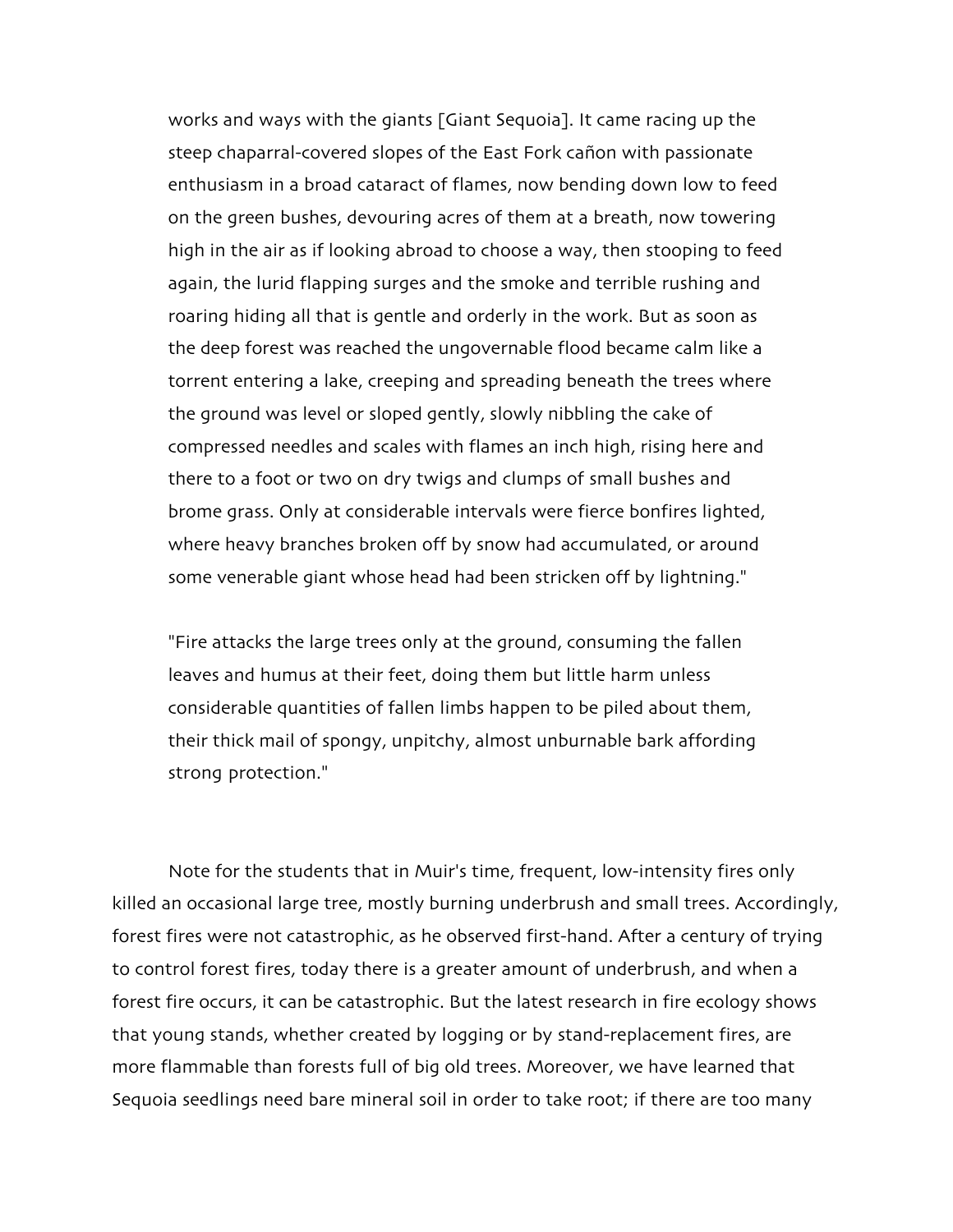> works and ways with the giants [Giant Sequoia]. It came racing up the steep chaparral-covered slopes of the East Fork cañon with passionate enthusiasm in a broad cataract of flames, now bending down low to feed on the green bushes, devouring acres of them at a breath, now towering high in the air as if looking abroad to choose a way, then stooping to feed again, the lurid flapping surges and the smoke and terrible rushing and roaring hiding all that is gentle and orderly in the work. But as soon as the deep forest was reached the ungovernable flood became calm like a torrent entering a lake, creeping and spreading beneath the trees where the ground was level or sloped gently, slowly nibbling the cake of compressed needles and scales with flames an inch high, rising here and there to a foot or two on dry twigs and clumps of small bushes and brome grass. Only at considerable intervals were fierce bonfires lighted, where heavy branches broken off by snow had accumulated, or around some venerable giant whose head had been stricken off by lightning."

> "Fire attacks the large trees only at the ground, consuming the fallen leaves and humus at their feet, doing them but little harm unless considerable quantities of fallen limbs happen to be piled about them, their thick mail of spongy, unpitchy, almost unburnable bark affording strong protection."

Note for the students that in Muir's time, frequent, low-intensity fires only killed an occasional large tree, mostly burning underbrush and small trees. Accordingly, forest fires were not catastrophic, as he observed first-hand. After a century of trying to control forest fires, today there is a greater amount of underbrush, and when a forest fire occurs, it can be catastrophic. But the latest research in fire ecology shows that young stands, whether created by logging or by stand-replacement fires, are more flammable than forests full of big old trees. Moreover, we have learned that Sequoia seedlings need bare mineral soil in order to take root; if there are too many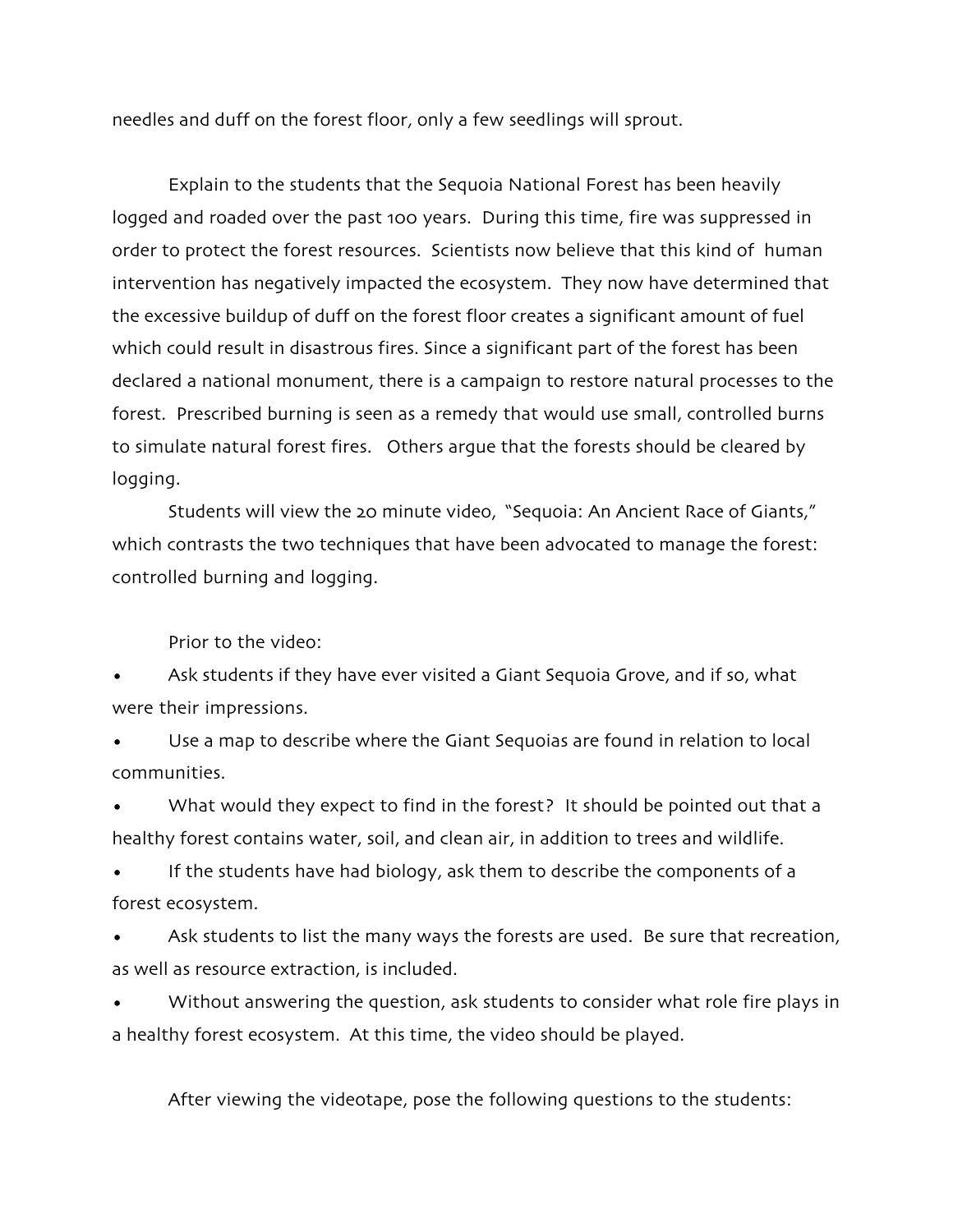needles and duff on the forest floor, only a few seedlings will sprout.

Explain to the students that the Sequoia National Forest has been heavily logged and roaded over the past 100 years. During this time, fire was suppressed in order to protect the forest resources. Scientists now believe that this kind of human intervention has negatively impacted the ecosystem. They now have determined that the excessive buildup of duff on the forest floor creates a significant amount of fuel which could result in disastrous fires. Since a significant part of the forest has been declared a national monument, there is a campaign to restore natural processes to the forest. Prescribed burning is seen as a remedy that would use small, controlled burns to simulate natural forest fires. Others argue that the forests should be cleared by logging.

Students will view the 20 minute video, "Sequoia: An Ancient Race of Giants," which contrasts the two techniques that have been advocated to manage the forest: controlled burning and logging.

Prior to the video:

- Ask students if they have ever visited a Giant Sequoia Grove, and if so, what were their impressions.
- Use a map to describe where the Giant Sequoias are found in relation to local communities.
- What would they expect to find in the forest? It should be pointed out that a healthy forest contains water, soil, and clean air, in addition to trees and wildlife.
- If the students have had biology, ask them to describe the components of a forest ecosystem.
- Ask students to list the many ways the forests are used. Be sure that recreation, as well as resource extraction, is included.
- Without answering the question, ask students to consider what role fire plays in a healthy forest ecosystem. At this time, the video should be played.

After viewing the videotape, pose the following questions to the students: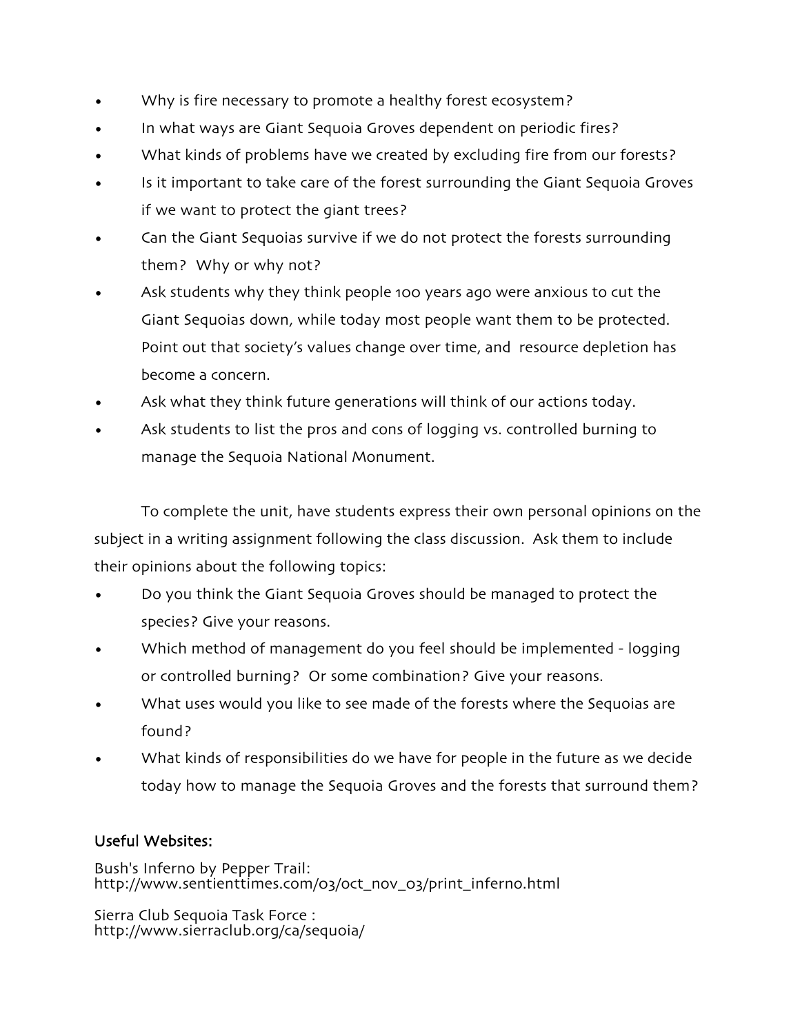- Why is fire necessary to promote a healthy forest ecosystem?
- In what ways are Giant Sequoia Groves dependent on periodic fires?
- What kinds of problems have we created by excluding fire from our forests?
- Is it important to take care of the forest surrounding the Giant Sequoia Groves if we want to protect the giant trees?
- Can the Giant Sequoias survive if we do not protect the forests surrounding them? Why or why not?
- Ask students why they think people 100 years ago were anxious to cut the Giant Sequoias down, while today most people want them to be protected. Point out that society's values change over time, and resource depletion has become a concern.
- Ask what they think future generations will think of our actions today.
- Ask students to list the pros and cons of logging vs. controlled burning to manage the Sequoia National Monument.

To complete the unit, have students express their own personal opinions on the subject in a writing assignment following the class discussion. Ask them to include their opinions about the following topics:

- Do you think the Giant Sequoia Groves should be managed to protect the species? Give your reasons.
- Which method of management do you feel should be implemented - logging or controlled burning? Or some combination? Give your reasons.
- What uses would you like to see made of the forests where the Sequoias are found?
- What kinds of responsibilities do we have for people in the future as we decide today how to manage the Sequoia Groves and the forests that surround them?

## Useful Websites:

Bush's Inferno by Pepper Trail:
http://www.sentienttimes.com/03/oct_nov_03/print_inferno.html

Sierra Club Sequoia Task Force :
http://www.sierraclub.org/ca/sequoia/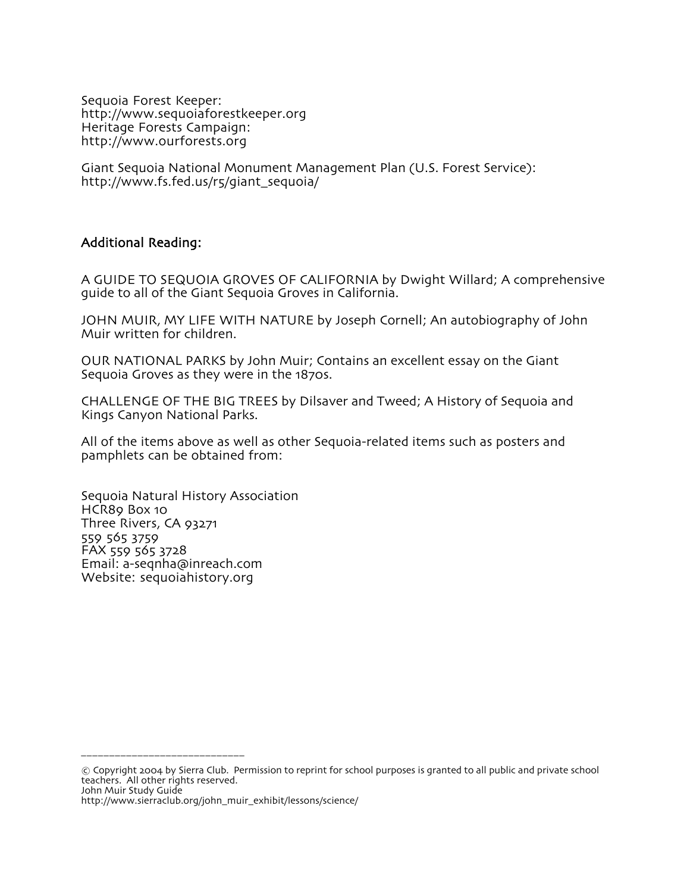Sequoia Forest Keeper:
http://www.sequoiaforestkeeper.org
Heritage Forests Campaign:
http://www.ourforests.org

Giant Sequoia National Monument Management Plan (U.S. Forest Service):
http://www.fs.fed.us/r5/giant_sequoia/

## Additional Reading:

A GUIDE TO SEQUOIA GROVES OF CALIFORNIA by Dwight Willard; A comprehensive guide to all of the Giant Sequoia Groves in California.

JOHN MUIR, MY LIFE WITH NATURE by Joseph Cornell; An autobiography of John Muir written for children.

OUR NATIONAL PARKS by John Muir; Contains an excellent essay on the Giant Sequoia Groves as they were in the 1870s.

CHALLENGE OF THE BIG TREES by Dilsaver and Tweed; A History of Sequoia and Kings Canyon National Parks.

All of the items above as well as other Sequoia-related items such as posters and pamphlets can be obtained from:

Sequoia Natural History Association
HCR89 Box 10
Three Rivers, CA 93271
559 565 3759
FAX 559 565 3728
Email: a-seqnha@inreach.com
Website: sequoiahistory.org

---

© Copyright 2004 by Sierra Club. Permission to reprint for school purposes is granted to all public and private school teachers. All other rights reserved.
John Muir Study Guide
http://www.sierraclub.org/john_muir_exhibit/lessons/science/